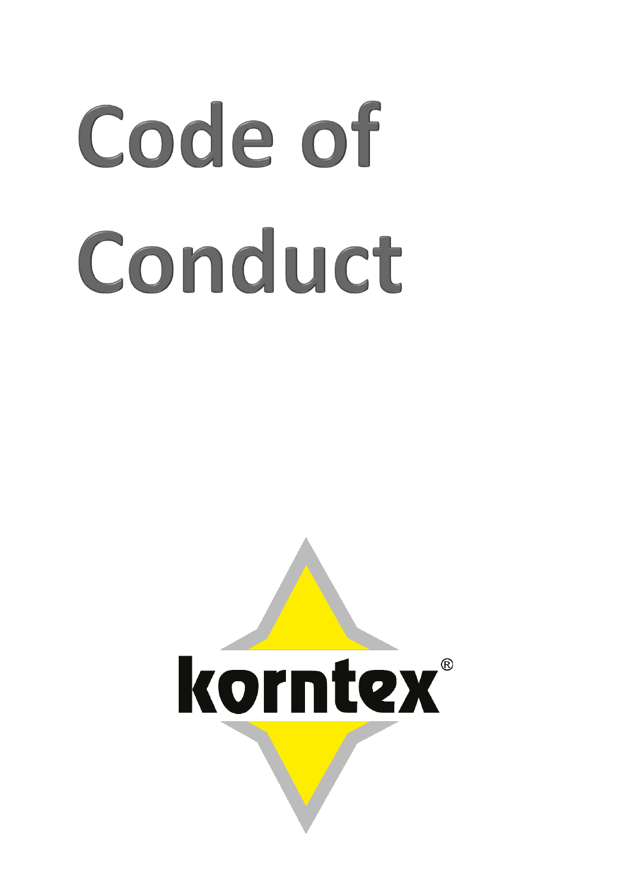# Code of Conduct

korntex®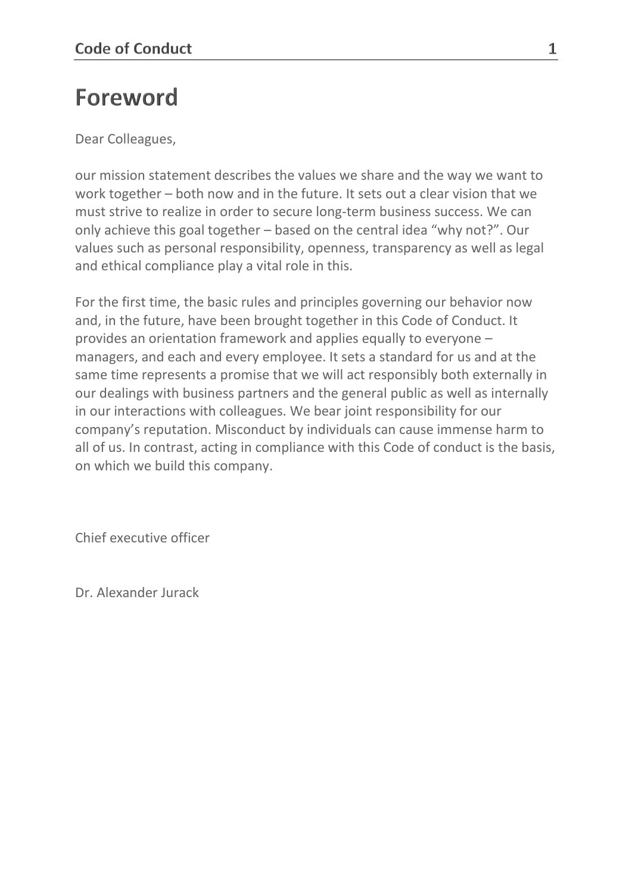# Foreword

Dear Colleagues,

our mission statement describes the values we share and the way we want to work together – both now and in the future. It sets out a clear vision that we must strive to realize in order to secure long-term business success. We can only achieve this goal together – based on the central idea "why not?". Our values such as personal responsibility, openness, transparency as well as legal and ethical compliance play a vital role in this.

For the first time, the basic rules and principles governing our behavior now and, in the future, have been brought together in this Code of Conduct. It provides an orientation framework and applies equally to everyone – managers, and each and every employee. It sets a standard for us and at the same time represents a promise that we will act responsibly both externally in our dealings with business partners and the general public as well as internally in our interactions with colleagues. We bear joint responsibility for our company's reputation. Misconduct by individuals can cause immense harm to all of us. In contrast, acting in compliance with this Code of conduct is the basis, on which we build this company.

Chief executive officer

Dr. Alexander Jurack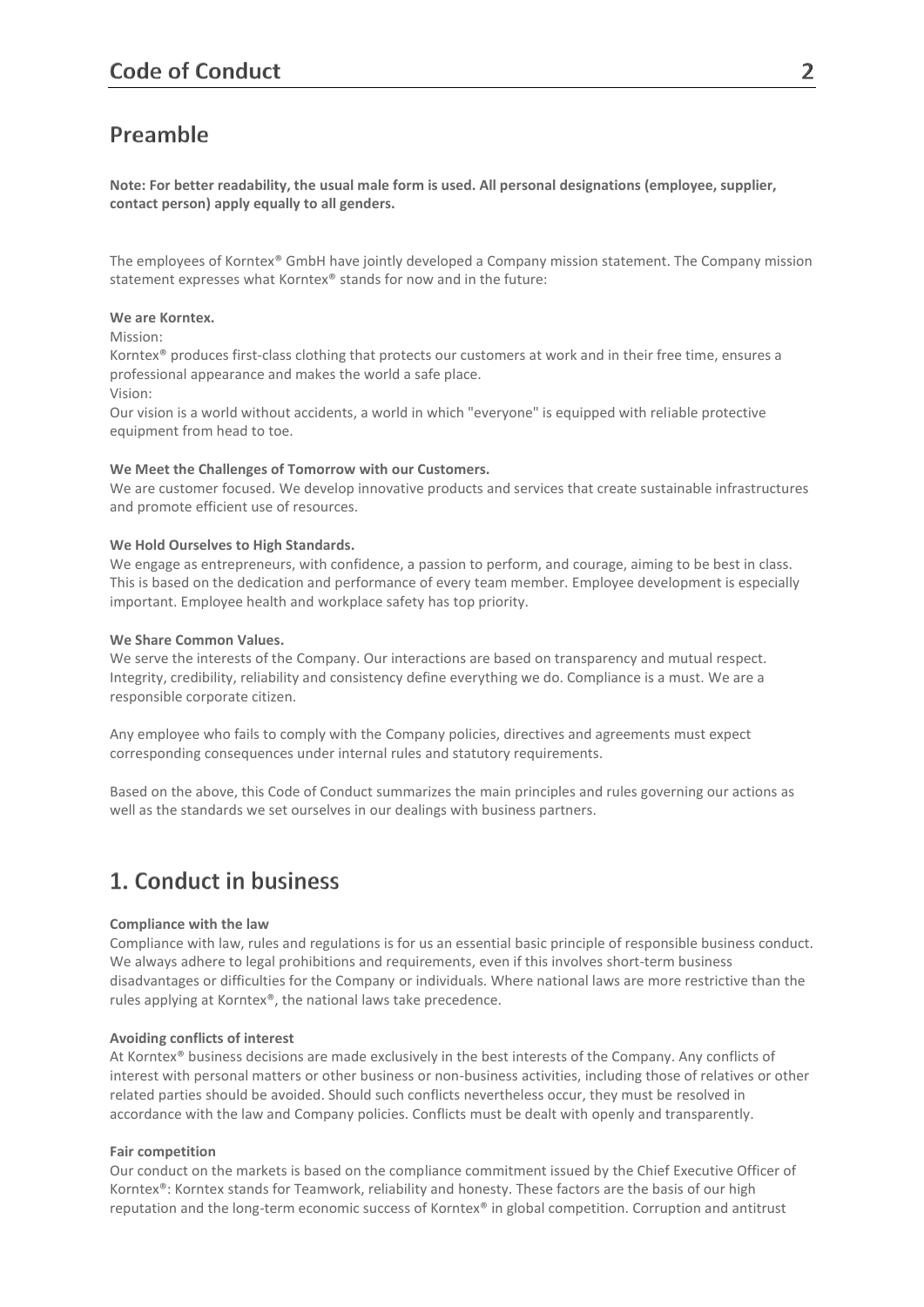## Preamble

**Note: For better readability, the usual male form is used. All personal designations (employee, supplier, contact person) apply equally to all genders.**

The employees of Korntex® GmbH have jointly developed a Company mission statement. The Company mission statement expresses what Korntex® stands for now and in the future:

**We are Korntex.**
Mission:
Korntex® produces first-class clothing that protects our customers at work and in their free time, ensures a professional appearance and makes the world a safe place.
Vision:
Our vision is a world without accidents, a world in which "everyone" is equipped with reliable protective equipment from head to toe.

**We Meet the Challenges of Tomorrow with our Customers.**
We are customer focused. We develop innovative products and services that create sustainable infrastructures and promote efficient use of resources.

**We Hold Ourselves to High Standards.**
We engage as entrepreneurs, with confidence, a passion to perform, and courage, aiming to be best in class. This is based on the dedication and performance of every team member. Employee development is especially important. Employee health and workplace safety has top priority.

**We Share Common Values.**
We serve the interests of the Company. Our interactions are based on transparency and mutual respect. Integrity, credibility, reliability and consistency define everything we do. Compliance is a must. We are a responsible corporate citizen.

Any employee who fails to comply with the Company policies, directives and agreements must expect corresponding consequences under internal rules and statutory requirements.

Based on the above, this Code of Conduct summarizes the main principles and rules governing our actions as well as the standards we set ourselves in our dealings with business partners.

# 1. Conduct in business

**Compliance with the law**
Compliance with law, rules and regulations is for us an essential basic principle of responsible business conduct. We always adhere to legal prohibitions and requirements, even if this involves short-term business disadvantages or difficulties for the Company or individuals. Where national laws are more restrictive than the rules applying at Korntex®, the national laws take precedence.

**Avoiding conflicts of interest**
At Korntex® business decisions are made exclusively in the best interests of the Company. Any conflicts of interest with personal matters or other business or non-business activities, including those of relatives or other related parties should be avoided. Should such conflicts nevertheless occur, they must be resolved in accordance with the law and Company policies. Conflicts must be dealt with openly and transparently.

**Fair competition**
Our conduct on the markets is based on the compliance commitment issued by the Chief Executive Officer of Korntex®: Korntex stands for Teamwork, reliability and honesty. These factors are the basis of our high reputation and the long-term economic success of Korntex® in global competition. Corruption and antitrust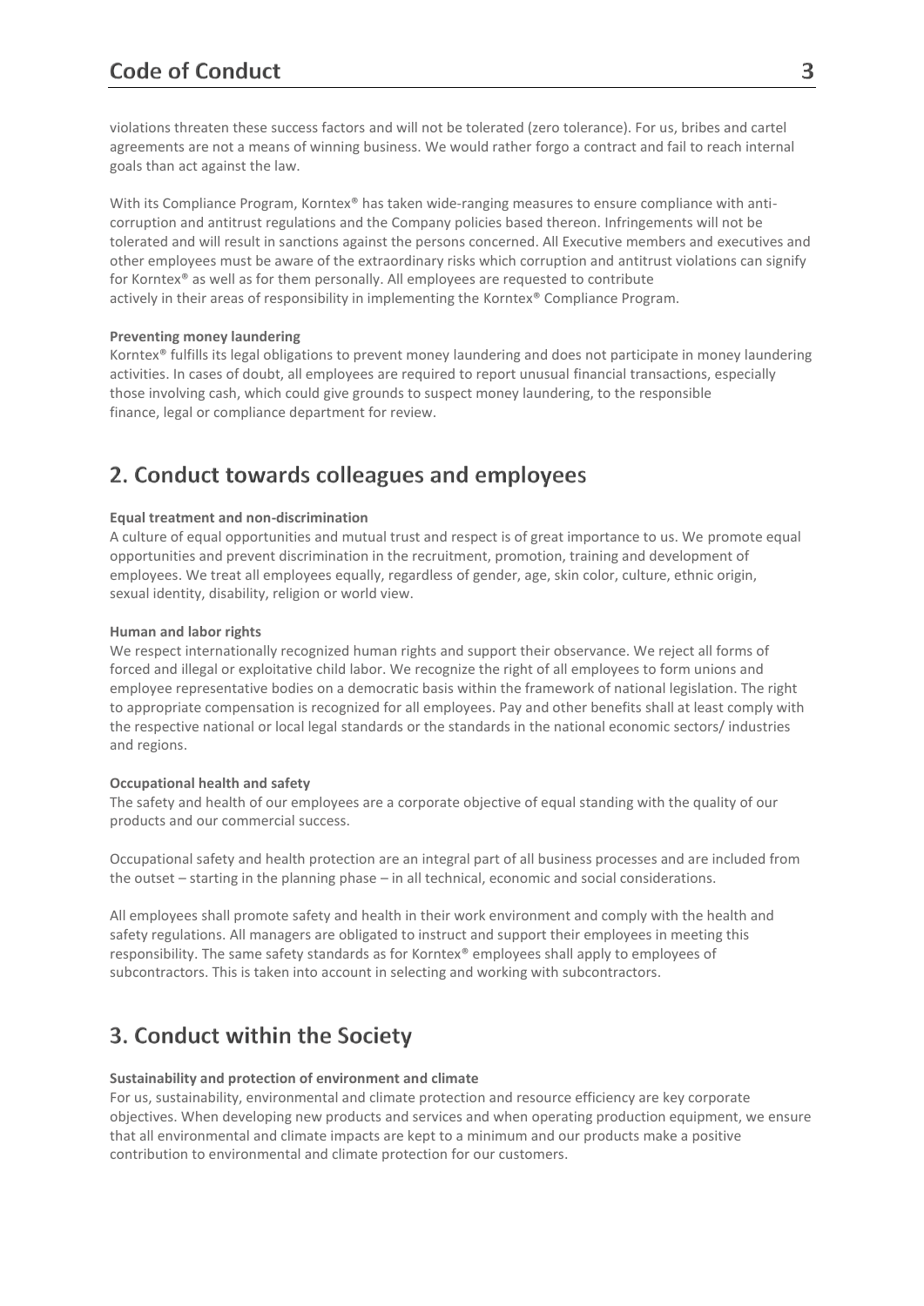violations threaten these success factors and will not be tolerated (zero tolerance). For us, bribes and cartel agreements are not a means of winning business. We would rather forgo a contract and fail to reach internal goals than act against the law.

With its Compliance Program, Korntex® has taken wide-ranging measures to ensure compliance with anti-corruption and antitrust regulations and the Company policies based thereon. Infringements will not be tolerated and will result in sanctions against the persons concerned. All Executive members and executives and other employees must be aware of the extraordinary risks which corruption and antitrust violations can signify for Korntex® as well as for them personally. All employees are requested to contribute actively in their areas of responsibility in implementing the Korntex® Compliance Program.

**Preventing money laundering**
Korntex® fulfills its legal obligations to prevent money laundering and does not participate in money laundering activities. In cases of doubt, all employees are required to report unusual financial transactions, especially those involving cash, which could give grounds to suspect money laundering, to the responsible finance, legal or compliance department for review.

## 2. Conduct towards colleagues and employees

**Equal treatment and non-discrimination**
A culture of equal opportunities and mutual trust and respect is of great importance to us. We promote equal opportunities and prevent discrimination in the recruitment, promotion, training and development of employees. We treat all employees equally, regardless of gender, age, skin color, culture, ethnic origin, sexual identity, disability, religion or world view.

**Human and labor rights**
We respect internationally recognized human rights and support their observance. We reject all forms of forced and illegal or exploitative child labor. We recognize the right of all employees to form unions and employee representative bodies on a democratic basis within the framework of national legislation. The right to appropriate compensation is recognized for all employees. Pay and other benefits shall at least comply with the respective national or local legal standards or the standards in the national economic sectors/ industries and regions.

**Occupational health and safety**
The safety and health of our employees are a corporate objective of equal standing with the quality of our products and our commercial success.

Occupational safety and health protection are an integral part of all business processes and are included from the outset – starting in the planning phase – in all technical, economic and social considerations.

All employees shall promote safety and health in their work environment and comply with the health and safety regulations. All managers are obligated to instruct and support their employees in meeting this responsibility. The same safety standards as for Korntex® employees shall apply to employees of subcontractors. This is taken into account in selecting and working with subcontractors.

## 3. Conduct within the Society

**Sustainability and protection of environment and climate**
For us, sustainability, environmental and climate protection and resource efficiency are key corporate objectives. When developing new products and services and when operating production equipment, we ensure that all environmental and climate impacts are kept to a minimum and our products make a positive contribution to environmental and climate protection for our customers.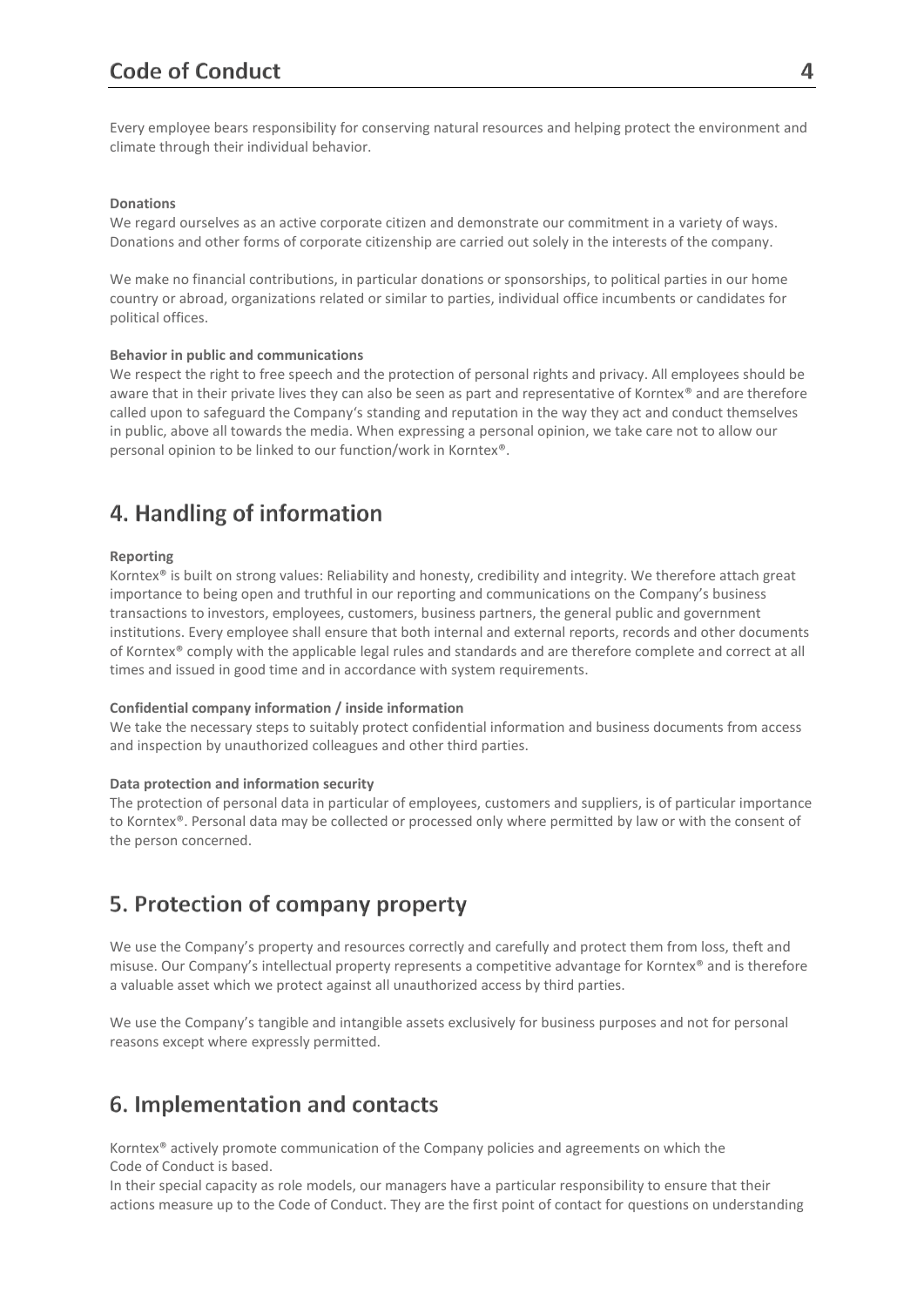Every employee bears responsibility for conserving natural resources and helping protect the environment and climate through their individual behavior.

**Donations**

We regard ourselves as an active corporate citizen and demonstrate our commitment in a variety of ways. Donations and other forms of corporate citizenship are carried out solely in the interests of the company.

We make no financial contributions, in particular donations or sponsorships, to political parties in our home country or abroad, organizations related or similar to parties, individual office incumbents or candidates for political offices.

**Behavior in public and communications**

We respect the right to free speech and the protection of personal rights and privacy. All employees should be aware that in their private lives they can also be seen as part and representative of Korntex® and are therefore called upon to safeguard the Company's standing and reputation in the way they act and conduct themselves in public, above all towards the media. When expressing a personal opinion, we take care not to allow our personal opinion to be linked to our function/work in Korntex®.

## 4. Handling of information

**Reporting**

Korntex® is built on strong values: Reliability and honesty, credibility and integrity. We therefore attach great importance to being open and truthful in our reporting and communications on the Company's business transactions to investors, employees, customers, business partners, the general public and government institutions. Every employee shall ensure that both internal and external reports, records and other documents of Korntex® comply with the applicable legal rules and standards and are therefore complete and correct at all times and issued in good time and in accordance with system requirements.

**Confidential company information / inside information**

We take the necessary steps to suitably protect confidential information and business documents from access and inspection by unauthorized colleagues and other third parties.

**Data protection and information security**

The protection of personal data in particular of employees, customers and suppliers, is of particular importance to Korntex®. Personal data may be collected or processed only where permitted by law or with the consent of the person concerned.

## 5. Protection of company property

We use the Company's property and resources correctly and carefully and protect them from loss, theft and misuse. Our Company's intellectual property represents a competitive advantage for Korntex® and is therefore a valuable asset which we protect against all unauthorized access by third parties.

We use the Company's tangible and intangible assets exclusively for business purposes and not for personal reasons except where expressly permitted.

## 6. Implementation and contacts

Korntex® actively promote communication of the Company policies and agreements on which the Code of Conduct is based.

In their special capacity as role models, our managers have a particular responsibility to ensure that their actions measure up to the Code of Conduct. They are the first point of contact for questions on understanding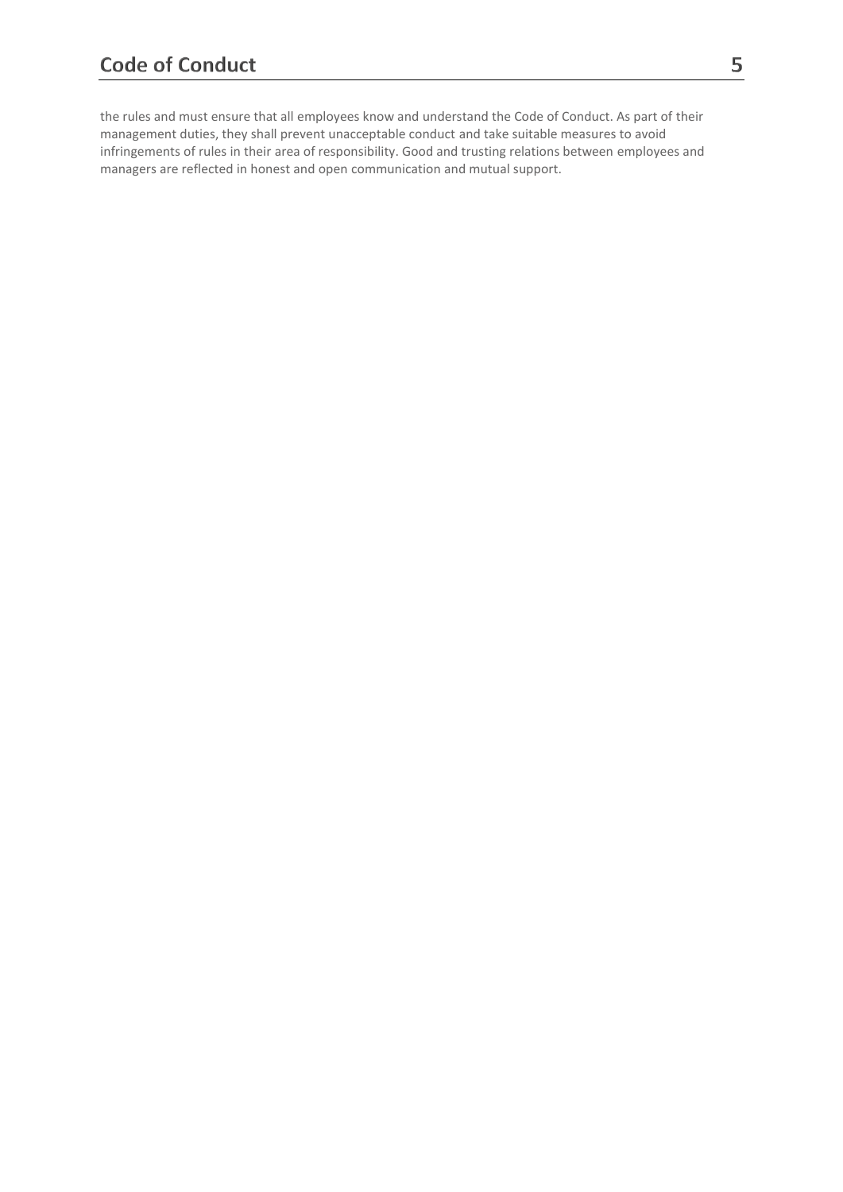the rules and must ensure that all employees know and understand the Code of Conduct. As part of their management duties, they shall prevent unacceptable conduct and take suitable measures to avoid infringements of rules in their area of responsibility. Good and trusting relations between employees and managers are reflected in honest and open communication and mutual support.